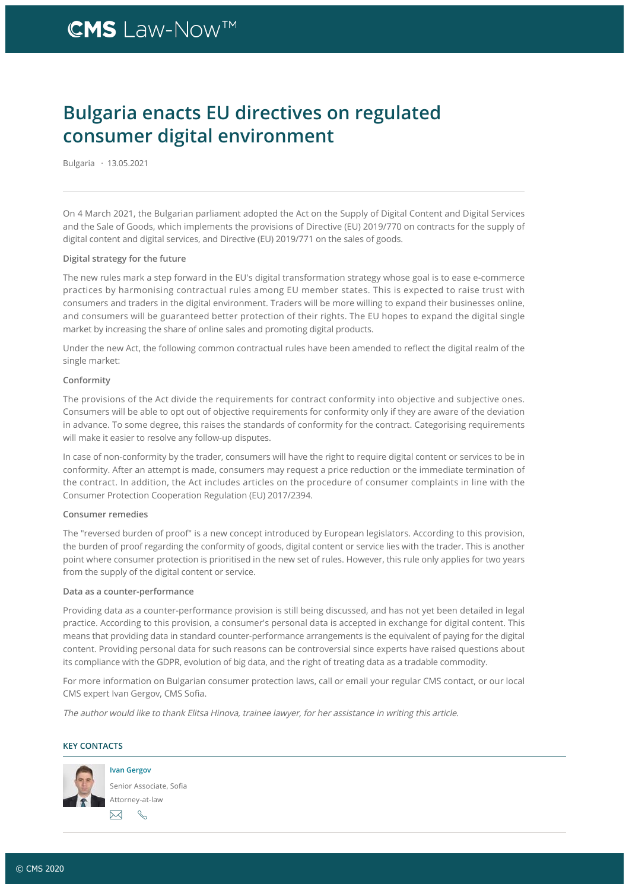# Bulgaria enacts EU directives on regulated consumer digital environment

Bulgaria · 13.05.2021

On 4 March 2021, the Bulgarian parliament adopted the Act on the Supply of Digital Content and Digital Services and the Sale of Goods, which implements the provisions of Directive (EU) 2019/770 on contracts for the supply of digital content and digital services, and Directive (EU) 2019/771 on the sales of goods.

**Digital strategy for the future**

The new rules mark a step forward in the EU's digital transformation strategy whose goal is to ease e-commerce practices by harmonising contractual rules among EU member states. This is expected to raise trust with consumers and traders in the digital environment. Traders will be more willing to expand their businesses online, and consumers will be guaranteed better protection of their rights. The EU hopes to expand the digital single market by increasing the share of online sales and promoting digital products.

Under the new Act, the following common contractual rules have been amended to reflect the digital realm of the single market:

**Conformity**

The provisions of the Act divide the requirements for contract conformity into objective and subjective ones. Consumers will be able to opt out of objective requirements for conformity only if they are aware of the deviation in advance. To some degree, this raises the standards of conformity for the contract. Categorising requirements will make it easier to resolve any follow-up disputes.

In case of non-conformity by the trader, consumers will have the right to require digital content or services to be in conformity. After an attempt is made, consumers may request a price reduction or the immediate termination of the contract. In addition, the Act includes articles on the procedure of consumer complaints in line with the Consumer Protection Cooperation Regulation (EU) 2017/2394.

**Consumer remedies**

The "reversed burden of proof" is a new concept introduced by European legislators. According to this provision, the burden of proof regarding the conformity of goods, digital content or service lies with the trader. This is another point where consumer protection is prioritised in the new set of rules. However, this rule only applies for two years from the supply of the digital content or service.

**Data as a counter-performance**

Providing data as a counter-performance provision is still being discussed, and has not yet been detailed in legal practice. According to this provision, a consumer's personal data is accepted in exchange for digital content. This means that providing data in standard counter-performance arrangements is the equivalent of paying for the digital content. Providing personal data for such reasons can be controversial since experts have raised questions about its compliance with the GDPR, evolution of big data, and the right of treating data as a tradable commodity.

For more information on Bulgarian consumer protection laws, call or email your regular CMS contact, or our local CMS expert Ivan Gergov, CMS Sofia.

*The author would like to thank Elitsa Hinova, trainee lawyer, for her assistance in writing this article.*

## KEY CONTACTS

**Ivan Gergov**

Senior Associate, Sofia

Attorney-at-law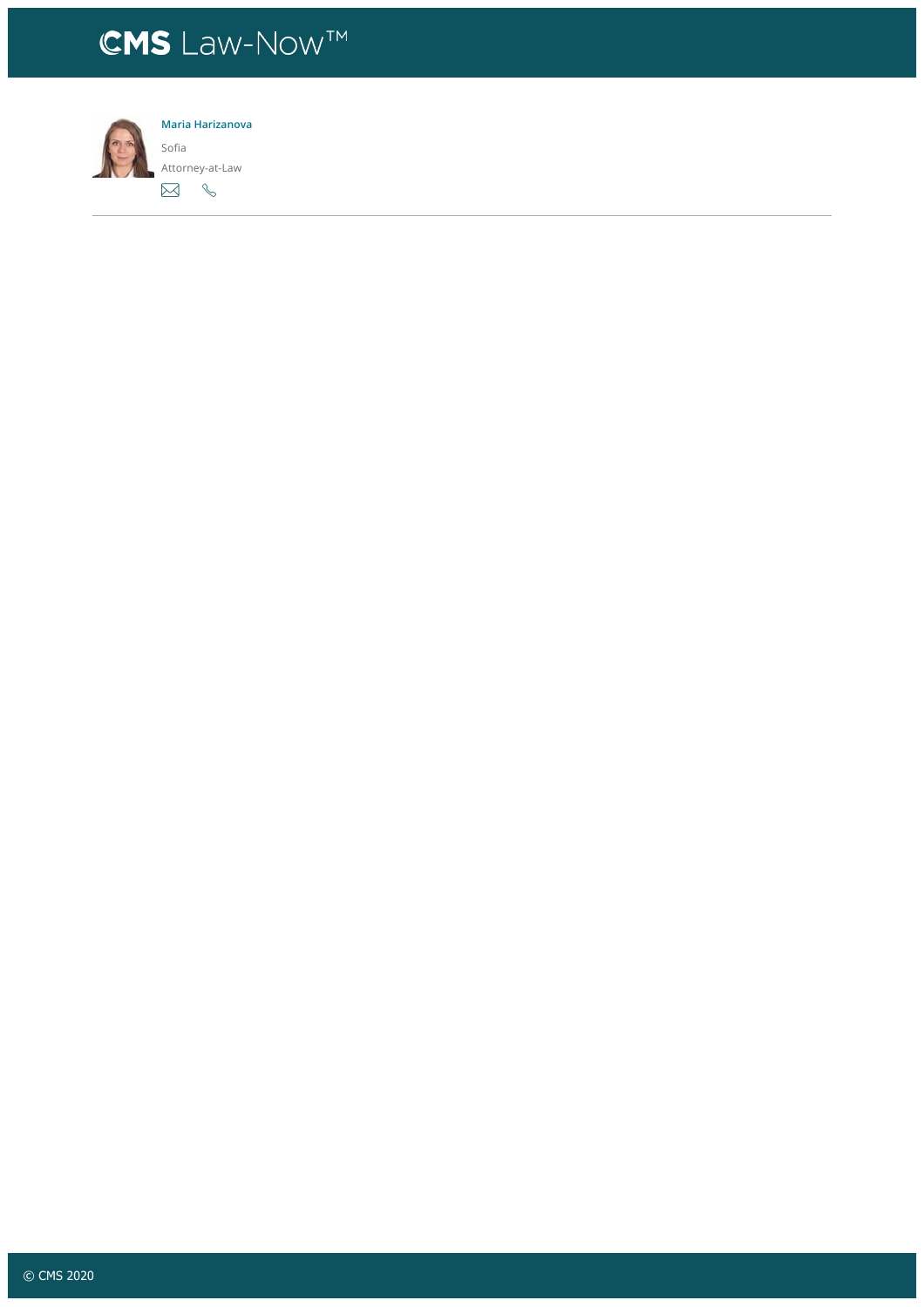Maria Harizanova

Sofia

Attorney-at-Law